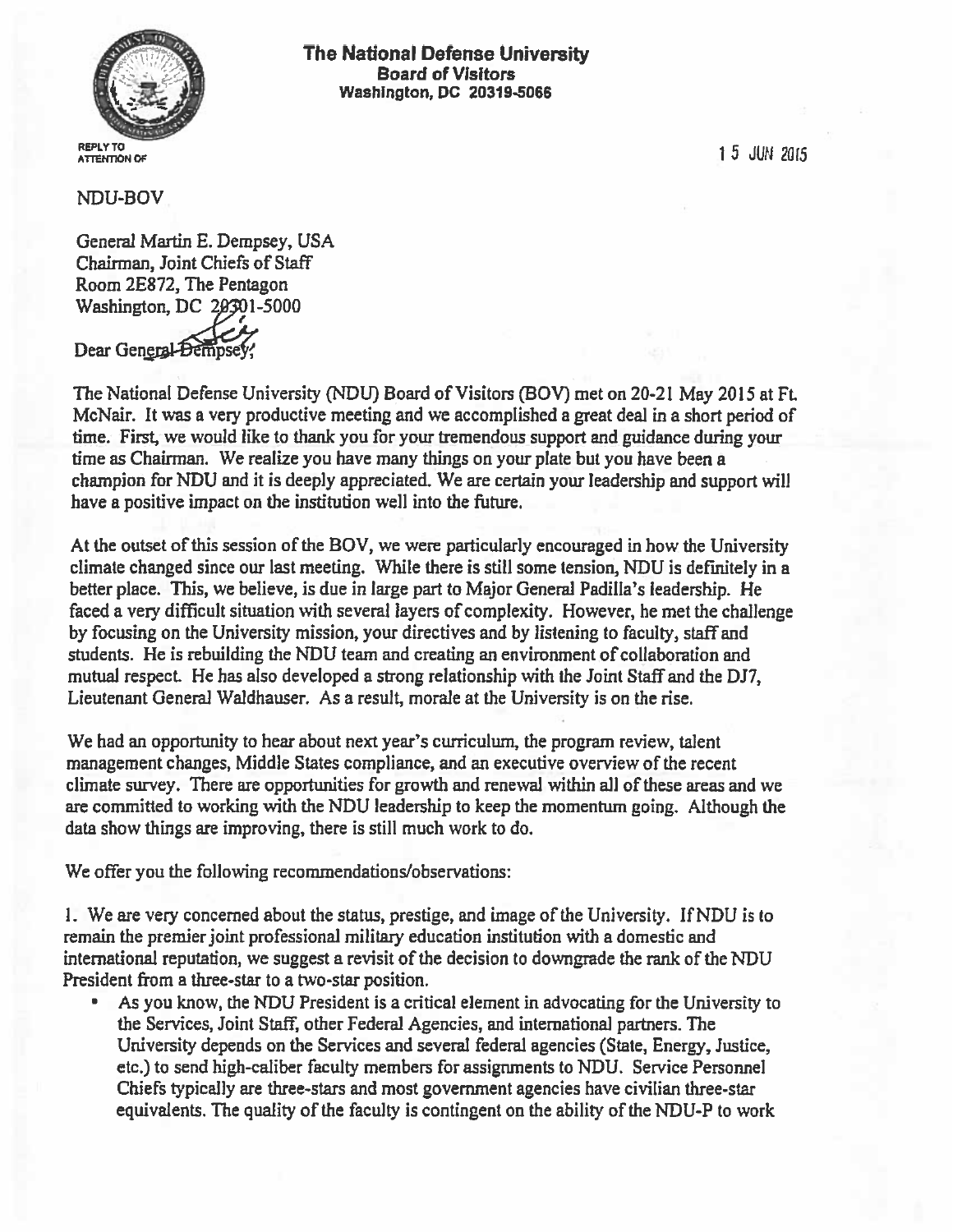**The National Defense University**
**Board of Visitors**
**Washington, DC 20319-5066**

REPLY TO ATTENTION OF

15 JUN 2015

NDU-BOV

General Martin E. Dempsey, USA
Chairman, Joint Chiefs of Staff
Room 2E872, The Pentagon
Washington, DC 20301-5000

Dear General Dempsey,

The National Defense University (NDU) Board of Visitors (BOV) met on 20-21 May 2015 at Ft. McNair. It was a very productive meeting and we accomplished a great deal in a short period of time. First, we would like to thank you for your tremendous support and guidance during your time as Chairman. We realize you have many things on your plate but you have been a champion for NDU and it is deeply appreciated. We are certain your leadership and support will have a positive impact on the institution well into the future.

At the outset of this session of the BOV, we were particularly encouraged in how the University climate changed since our last meeting. While there is still some tension, NDU is definitely in a better place. This, we believe, is due in large part to Major General Padilla's leadership. He faced a very difficult situation with several layers of complexity. However, he met the challenge by focusing on the University mission, your directives and by listening to faculty, staff and students. He is rebuilding the NDU team and creating an environment of collaboration and mutual respect. He has also developed a strong relationship with the Joint Staff and the DJ7, Lieutenant General Waldhauser. As a result, morale at the University is on the rise.

We had an opportunity to hear about next year's curriculum, the program review, talent management changes, Middle States compliance, and an executive overview of the recent climate survey. There are opportunities for growth and renewal within all of these areas and we are committed to working with the NDU leadership to keep the momentum going. Although the data show things are improving, there is still much work to do.

We offer you the following recommendations/observations:

1. We are very concerned about the status, prestige, and image of the University. If NDU is to remain the premier joint professional military education institution with a domestic and international reputation, we suggest a revisit of the decision to downgrade the rank of the NDU President from a three-star to a two-star position.

- As you know, the NDU President is a critical element in advocating for the University to the Services, Joint Staff, other Federal Agencies, and international partners. The University depends on the Services and several federal agencies (State, Energy, Justice, etc.) to send high-caliber faculty members for assignments to NDU. Service Personnel Chiefs typically are three-stars and most government agencies have civilian three-star equivalents. The quality of the faculty is contingent on the ability of the NDU-P to work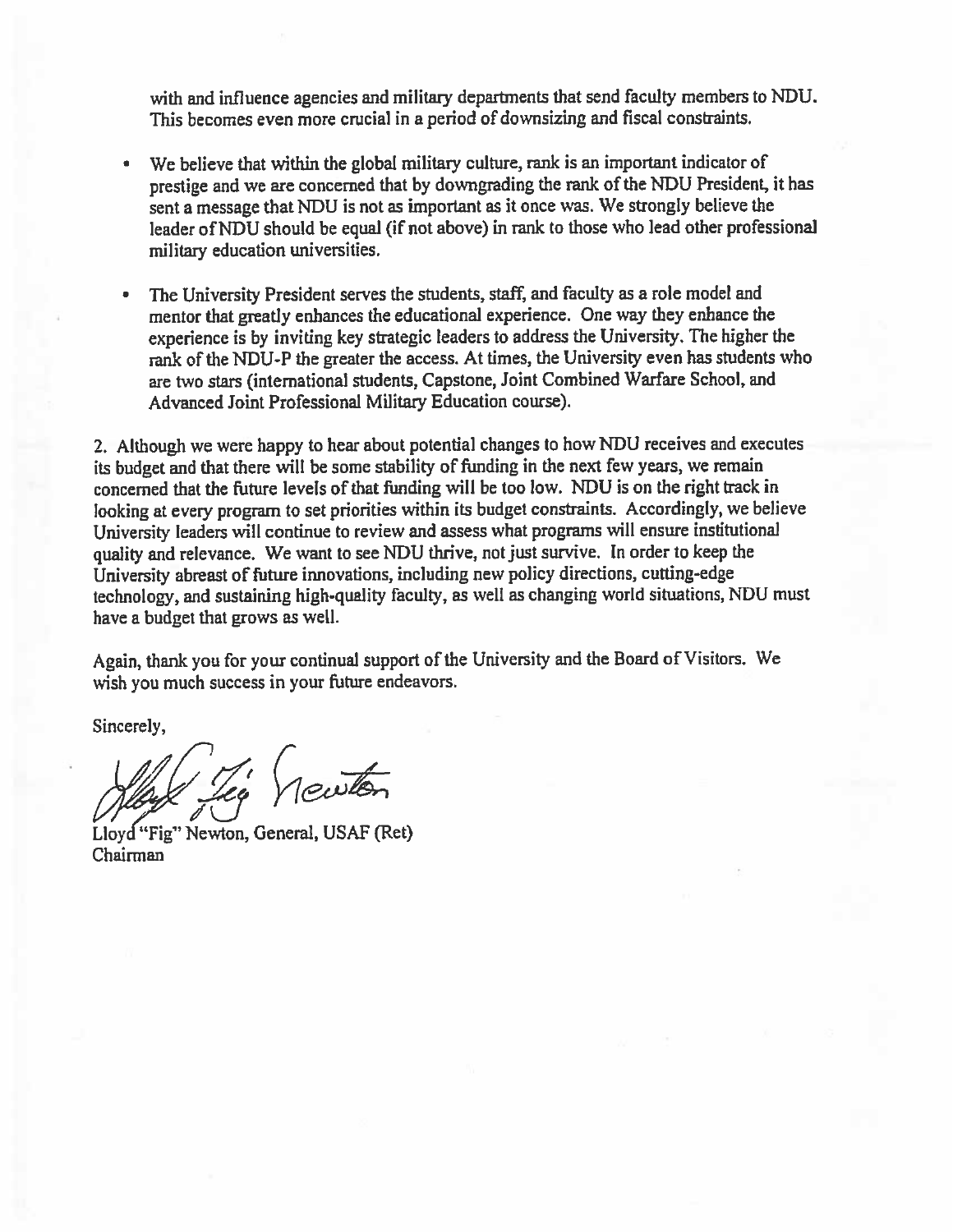with and influence agencies and military departments that send faculty members to NDU. This becomes even more crucial in a period of downsizing and fiscal constraints.

- We believe that within the global military culture, rank is an important indicator of prestige and we are concerned that by downgrading the rank of the NDU President, it has sent a message that NDU is not as important as it once was. We strongly believe the leader of NDU should be equal (if not above) in rank to those who lead other professional military education universities.

- The University President serves the students, staff, and faculty as a role model and mentor that greatly enhances the educational experience. One way they enhance the experience is by inviting key strategic leaders to address the University. The higher the rank of the NDU-P the greater the access. At times, the University even has students who are two stars (international students, Capstone, Joint Combined Warfare School, and Advanced Joint Professional Military Education course).

2. Although we were happy to hear about potential changes to how NDU receives and executes its budget and that there will be some stability of funding in the next few years, we remain concerned that the future levels of that funding will be too low. NDU is on the right track in looking at every program to set priorities within its budget constraints. Accordingly, we believe University leaders will continue to review and assess what programs will ensure institutional quality and relevance. We want to see NDU thrive, not just survive. In order to keep the University abreast of future innovations, including new policy directions, cutting-edge technology, and sustaining high-quality faculty, as well as changing world situations, NDU must have a budget that grows as well.

Again, thank you for your continual support of the University and the Board of Visitors. We wish you much success in your future endeavors.

Sincerely,

Lloyd "Fig" Newton, General, USAF (Ret)
Chairman